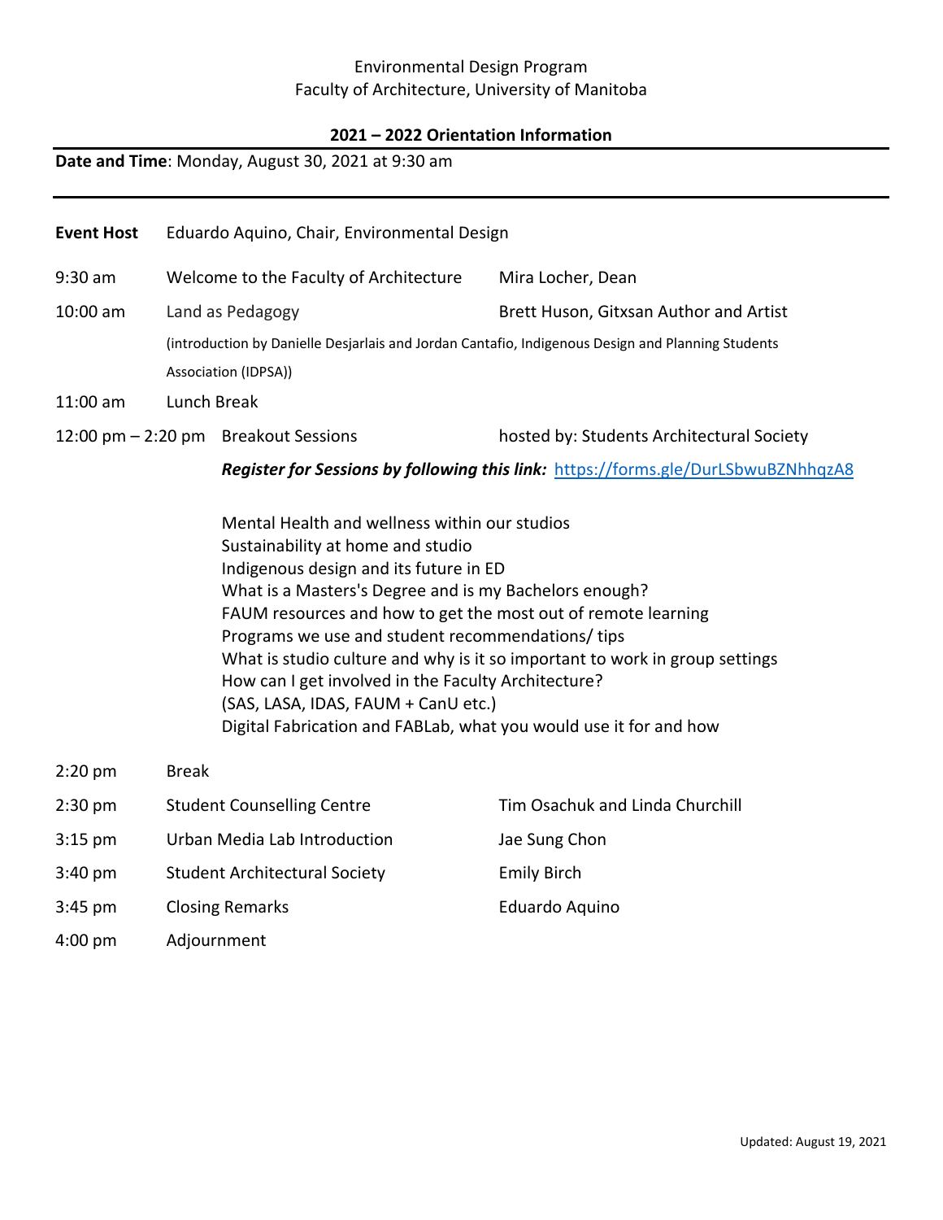Environmental Design Program
Faculty of Architecture, University of Manitoba

## 2021 – 2022 Orientation Information

**Date and Time**: Monday, August 30, 2021 at 9:30 am

---

**Event Host** Eduardo Aquino, Chair, Environmental Design

| Time | Event | Presenter |
|---|---|---|
| 9:30 am | Welcome to the Faculty of Architecture | Mira Locher, Dean |
| 10:00 am | Land as Pedagogy (introduction by Danielle Desjarlais and Jordan Cantafio, Indigenous Design and Planning Students Association (IDPSA)) | Brett Huson, Gitxsan Author and Artist |
| 11:00 am | Lunch Break | |
| 12:00 pm – 2:20 pm | Breakout Sessions | hosted by: Students Architectural Society |

***Register for Sessions by following this link:*** https://forms.gle/DurLSbwuBZNhhqzA8

Mental Health and wellness within our studios
Sustainability at home and studio
Indigenous design and its future in ED
What is a Masters's Degree and is my Bachelors enough?
FAUM resources and how to get the most out of remote learning
Programs we use and student recommendations/ tips
What is studio culture and why is it so important to work in group settings
How can I get involved in the Faculty Architecture?
(SAS, LASA, IDAS, FAUM + CanU etc.)
Digital Fabrication and FABLab, what you would use it for and how

| Time | Event | Presenter |
|---|---|---|
| 2:20 pm | Break | |
| 2:30 pm | Student Counselling Centre | Tim Osachuk and Linda Churchill |
| 3:15 pm | Urban Media Lab Introduction | Jae Sung Chon |
| 3:40 pm | Student Architectural Society | Emily Birch |
| 3:45 pm | Closing Remarks | Eduardo Aquino |
| 4:00 pm | Adjournment | |

Updated: August 19, 2021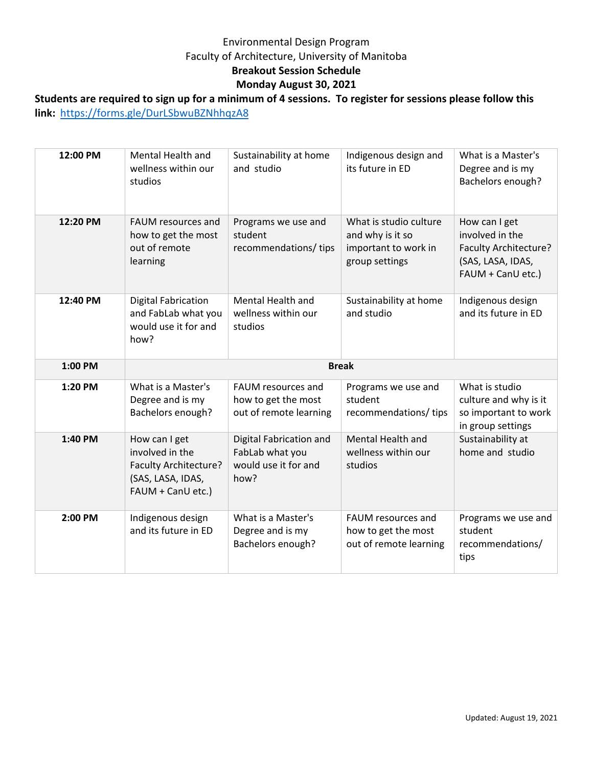Environmental Design Program
Faculty of Architecture, University of Manitoba
**Breakout Session Schedule**
**Monday August 30, 2021**

**Students are required to sign up for a minimum of 4 sessions. To register for sessions please follow this link:** https://forms.gle/DurLSbwuBZNhhqzA8

| | | | | |
|---|---|---|---|---|
| **12:00 PM** | Mental Health and wellness within our studios | Sustainability at home and studio | Indigenous design and its future in ED | What is a Master's Degree and is my Bachelors enough? |
| **12:20 PM** | FAUM resources and how to get the most out of remote learning | Programs we use and student recommendations/ tips | What is studio culture and why is it so important to work in group settings | How can I get involved in the Faculty Architecture? (SAS, LASA, IDAS, FAUM + CanU etc.) |
| **12:40 PM** | Digital Fabrication and FabLab what you would use it for and how? | Mental Health and wellness within our studios | Sustainability at home and studio | Indigenous design and its future in ED |
| **1:00 PM** | **Break** | | | |
| **1:20 PM** | What is a Master's Degree and is my Bachelors enough? | FAUM resources and how to get the most out of remote learning | Programs we use and student recommendations/ tips | What is studio culture and why is it so important to work in group settings |
| **1:40 PM** | How can I get involved in the Faculty Architecture? (SAS, LASA, IDAS, FAUM + CanU etc.) | Digital Fabrication and FabLab what you would use it for and how? | Mental Health and wellness within our studios | Sustainability at home and studio |
| **2:00 PM** | Indigenous design and its future in ED | What is a Master's Degree and is my Bachelors enough? | FAUM resources and how to get the most out of remote learning | Programs we use and student recommendations/ tips |

Updated: August 19, 2021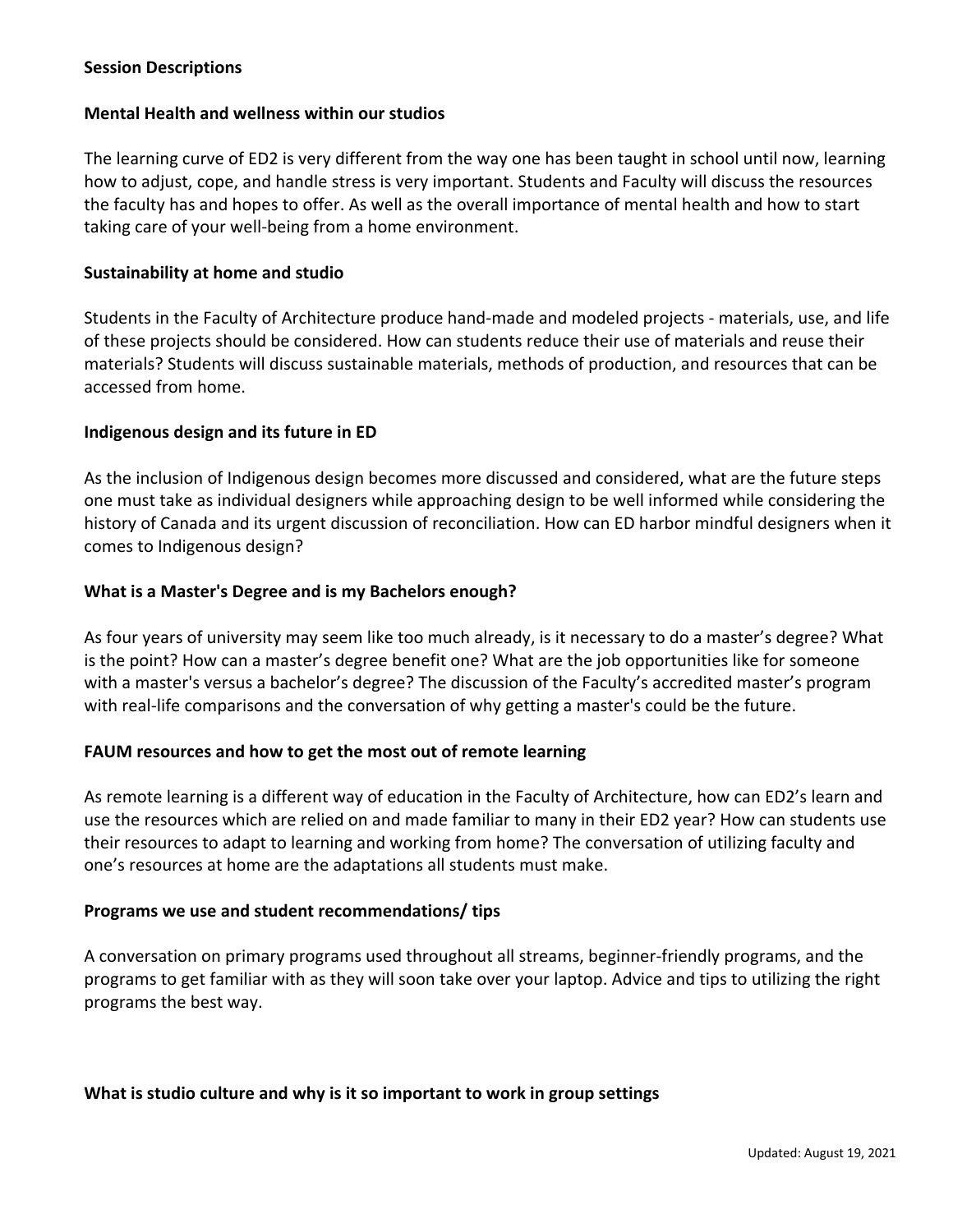## Session Descriptions

### Mental Health and wellness within our studios

The learning curve of ED2 is very different from the way one has been taught in school until now, learning how to adjust, cope, and handle stress is very important. Students and Faculty will discuss the resources the faculty has and hopes to offer. As well as the overall importance of mental health and how to start taking care of your well-being from a home environment.

### Sustainability at home and studio

Students in the Faculty of Architecture produce hand-made and modeled projects - materials, use, and life of these projects should be considered. How can students reduce their use of materials and reuse their materials? Students will discuss sustainable materials, methods of production, and resources that can be accessed from home.

### Indigenous design and its future in ED

As the inclusion of Indigenous design becomes more discussed and considered, what are the future steps one must take as individual designers while approaching design to be well informed while considering the history of Canada and its urgent discussion of reconciliation. How can ED harbor mindful designers when it comes to Indigenous design?

### What is a Master's Degree and is my Bachelors enough?

As four years of university may seem like too much already, is it necessary to do a master's degree? What is the point? How can a master's degree benefit one? What are the job opportunities like for someone with a master's versus a bachelor's degree? The discussion of the Faculty's accredited master's program with real-life comparisons and the conversation of why getting a master's could be the future.

### FAUM resources and how to get the most out of remote learning

As remote learning is a different way of education in the Faculty of Architecture, how can ED2's learn and use the resources which are relied on and made familiar to many in their ED2 year? How can students use their resources to adapt to learning and working from home? The conversation of utilizing faculty and one's resources at home are the adaptations all students must make.

### Programs we use and student recommendations/ tips

A conversation on primary programs used throughout all streams, beginner-friendly programs, and the programs to get familiar with as they will soon take over your laptop. Advice and tips to utilizing the right programs the best way.

### What is studio culture and why is it so important to work in group settings

Updated: August 19, 2021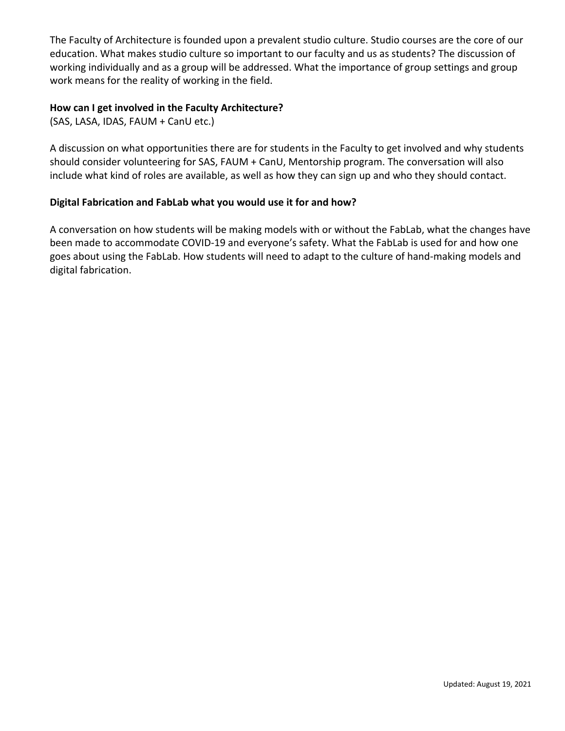The Faculty of Architecture is founded upon a prevalent studio culture. Studio courses are the core of our education. What makes studio culture so important to our faculty and us as students? The discussion of working individually and as a group will be addressed. What the importance of group settings and group work means for the reality of working in the field.

**How can I get involved in the Faculty Architecture?**
(SAS, LASA, IDAS, FAUM + CanU etc.)

A discussion on what opportunities there are for students in the Faculty to get involved and why students should consider volunteering for SAS, FAUM + CanU, Mentorship program. The conversation will also include what kind of roles are available, as well as how they can sign up and who they should contact.

**Digital Fabrication and FabLab what you would use it for and how?**

A conversation on how students will be making models with or without the FabLab, what the changes have been made to accommodate COVID-19 and everyone's safety. What the FabLab is used for and how one goes about using the FabLab. How students will need to adapt to the culture of hand-making models and digital fabrication.

Updated: August 19, 2021